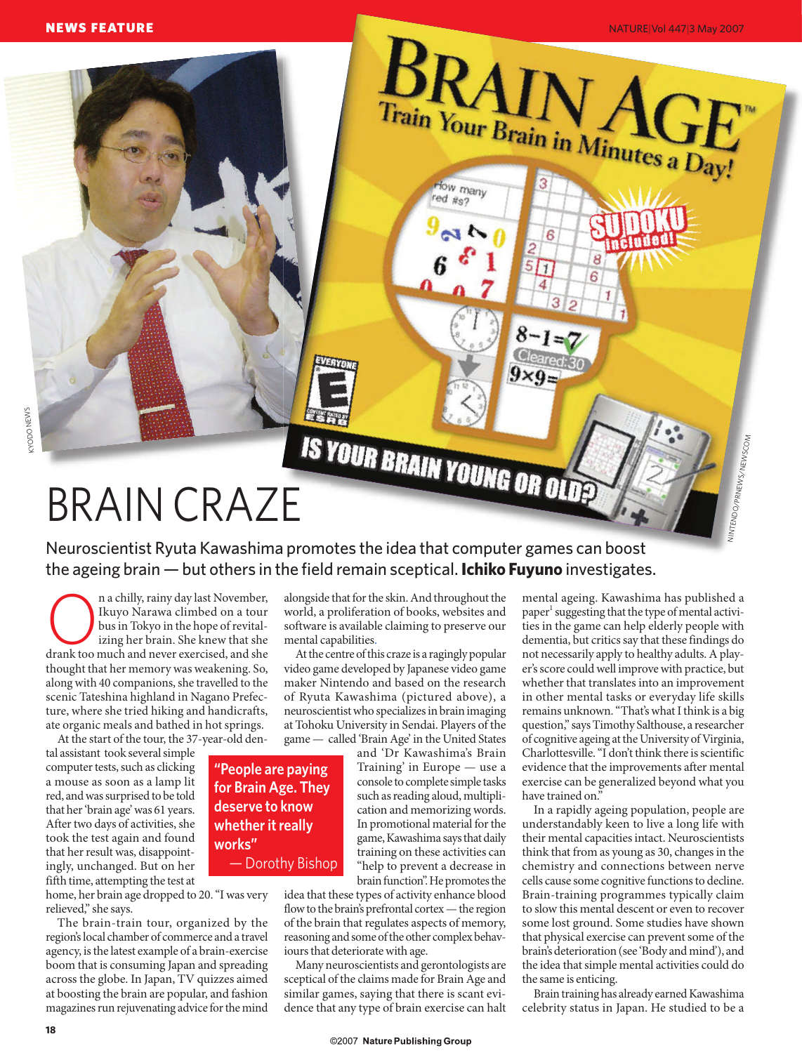# BRAIN CRAZE

Neuroscientist Ryuta Kawashima promotes the idea that computer games can boost the ageing brain — but others in the field remain sceptical. **Ichiko Fuyuno** investigates.

On a chilly, rainy day last November, Ikuyo Narawa climbed on a tour bus in Tokyo in the hope of revitalizing her brain. She knew that she drank too much and never exercised, and she thought that her memory was weakening. So, along with 40 companions, she travelled to the scenic Tateshina highland in Nagano Prefecture, where she tried hiking and handicrafts, ate organic meals and bathed in hot springs.

At the start of the tour, the 37-year-old dental assistant took several simple computer tests, such as clicking a mouse as soon as a lamp lit red, and was surprised to be told that her 'brain age' was 61 years. After two days of activities, she took the test again and found that her result was, disappointingly, unchanged. But on her fifth time, attempting the test at home, her brain age dropped to 20. "I was very relieved," she says.

The brain-train tour, organized by the region's local chamber of commerce and a travel agency, is the latest example of a brain-exercise boom that is consuming Japan and spreading across the globe. In Japan, TV quizzes aimed at boosting the brain are popular, and fashion magazines run rejuvenating advice for the mind alongside that for the skin. And throughout the world, a proliferation of books, websites and software is available claiming to preserve our mental capabilities.

At the centre of this craze is a ragingly popular video game developed by Japanese video game maker Nintendo and based on the research of Ryuta Kawashima (pictured above), a neuroscientist who specializes in brain imaging at Tohoku University in Sendai. Players of the game — called 'Brain Age' in the United States and 'Dr Kawashima's Brain Training' in Europe — use a console to complete simple tasks such as reading aloud, multiplication and memorizing words. In promotional material for the game, Kawashima says that daily training on these activities can "help to prevent a decrease in brain function". He promotes the idea that these types of activity enhance blood flow to the brain's prefrontal cortex — the region of the brain that regulates aspects of memory, reasoning and some of the other complex behaviours that deteriorate with age.

> "People are paying for Brain Age. They deserve to know whether it really works"
> — Dorothy Bishop

Many neuroscientists and gerontologists are sceptical of the claims made for Brain Age and similar games, saying that there is scant evidence that any type of brain exercise can halt mental ageing. Kawashima has published a paper[1] suggesting that the type of mental activities in the game can help elderly people with dementia, but critics say that these findings do not necessarily apply to healthy adults. A player's score could well improve with practice, but whether that translates into an improvement in other mental tasks or everyday life skills remains unknown. "That's what I think is a big question," says Timothy Salthouse, a researcher of cognitive ageing at the University of Virginia, Charlottesville. "I don't think there is scientific evidence that the improvements after mental exercise can be generalized beyond what you have trained on."

In a rapidly ageing population, people are understandably keen to live a long life with their mental capacities intact. Neuroscientists think that from as young as 30, changes in the chemistry and connections between nerve cells cause some cognitive functions to decline. Brain-training programmes typically claim to slow this mental descent or even to recover some lost ground. Some studies have shown that physical exercise can prevent some of the brain's deterioration (see 'Body and mind'), and the idea that simple mental activities could do the same is enticing.

Brain training has already earned Kawashima celebrity status in Japan. He studied to be a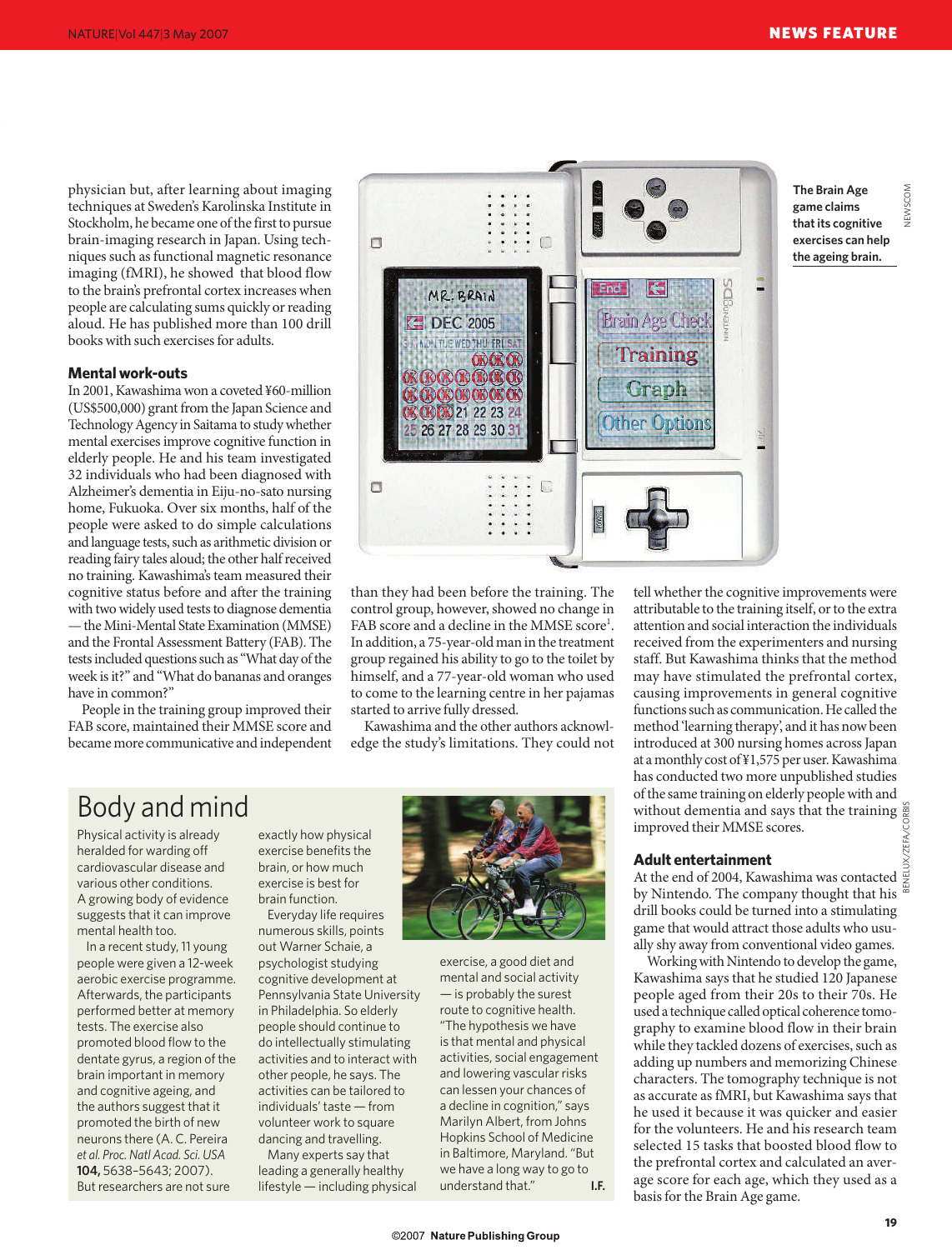physician but, after learning about imaging techniques at Sweden's Karolinska Institute in Stockholm, he became one of the first to pursue brain-imaging research in Japan. Using techniques such as functional magnetic resonance imaging (fMRI), he showed that blood flow to the brain's prefrontal cortex increases when people are calculating sums quickly or reading aloud. He has published more than 100 drill books with such exercises for adults.

## Mental work-outs

In 2001, Kawashima won a coveted ¥60-million (US$500,000) grant from the Japan Science and Technology Agency in Saitama to study whether mental exercises improve cognitive function in elderly people. He and his team investigated 32 individuals who had been diagnosed with Alzheimer's dementia in Eiju-no-sato nursing home, Fukuoka. Over six months, half of the people were asked to do simple calculations and language tests, such as arithmetic division or reading fairy tales aloud; the other half received no training. Kawashima's team measured their cognitive status before and after the training with two widely used tests to diagnose dementia — the Mini-Mental State Examination (MMSE) and the Frontal Assessment Battery (FAB). The tests included questions such as "What day of the week is it?" and "What do bananas and oranges have in common?"

People in the training group improved their FAB score, maintained their MMSE score and became more communicative and independent than they had been before the training. The control group, however, showed no change in FAB score and a decline in the MMSE score[1]. In addition, a 75-year-old man in the treatment group regained his ability to go to the toilet by himself, and a 77-year-old woman who used to come to the learning centre in her pajamas started to arrive fully dressed.

Kawashima and the other authors acknowledge the study's limitations. They could not tell whether the cognitive improvements were attributable to the training itself, or to the extra attention and social interaction the individuals received from the experimenters and nursing staff. But Kawashima thinks that the method may have stimulated the prefrontal cortex, causing improvements in general cognitive functions such as communication. He called the method 'learning therapy', and it has now been introduced at 300 nursing homes across Japan at a monthly cost of ¥1,575 per user. Kawashima has conducted two more unpublished studies of the same training on elderly people with and without dementia and says that the training improved their MMSE scores.

## Adult entertainment

At the end of 2004, Kawashima was contacted by Nintendo. The company thought that his drill books could be turned into a stimulating game that would attract those adults who usually shy away from conventional video games.

Working with Nintendo to develop the game, Kawashima says that he studied 120 Japanese people aged from their 20s to their 70s. He used a technique called optical coherence tomography to examine blood flow in their brain while they tackled dozens of exercises, such as adding up numbers and memorizing Chinese characters. The tomography technique is not as accurate as fMRI, but Kawashima says that he used it because it was quicker and easier for the volunteers. He and his research team selected 15 tasks that boosted blood flow to the prefrontal cortex and calculated an average score for each age, which they used as a basis for the Brain Age game.

The Brain Age game claims that its cognitive exercises can help the ageing brain.

## Body and mind

Physical activity is already heralded for warding off cardiovascular disease and various other conditions. A growing body of evidence suggests that it can improve mental health too.

In a recent study, 11 young people were given a 12-week aerobic exercise programme. Afterwards, the participants performed better at memory tests. The exercise also promoted blood flow to the dentate gyrus, a region of the brain important in memory and cognitive ageing, and the authors suggest that it promoted the birth of new neurons there (A. C. Pereira *et al. Proc. Natl Acad. Sci. USA* **104,** 5638–5643; 2007). But researchers are not sure exactly how physical exercise benefits the brain, or how much exercise is best for brain function.

Everyday life requires numerous skills, points out Warner Schaie, a psychologist studying cognitive development at Pennsylvania State University in Philadelphia. So elderly people should continue to do intellectually stimulating activities and to interact with other people, he says. The activities can be tailored to individuals' taste — from volunteer work to square dancing and travelling.

Many experts say that leading a generally healthy lifestyle — including physical exercise, a good diet and mental and social activity — is probably the surest route to cognitive health. "The hypothesis we have is that mental and physical activities, social engagement and lowering vascular risks can lessen your chances of a decline in cognition," says Marilyn Albert, from Johns Hopkins School of Medicine in Baltimore, Maryland. "But we have a long way to go to understand that." **I.F.**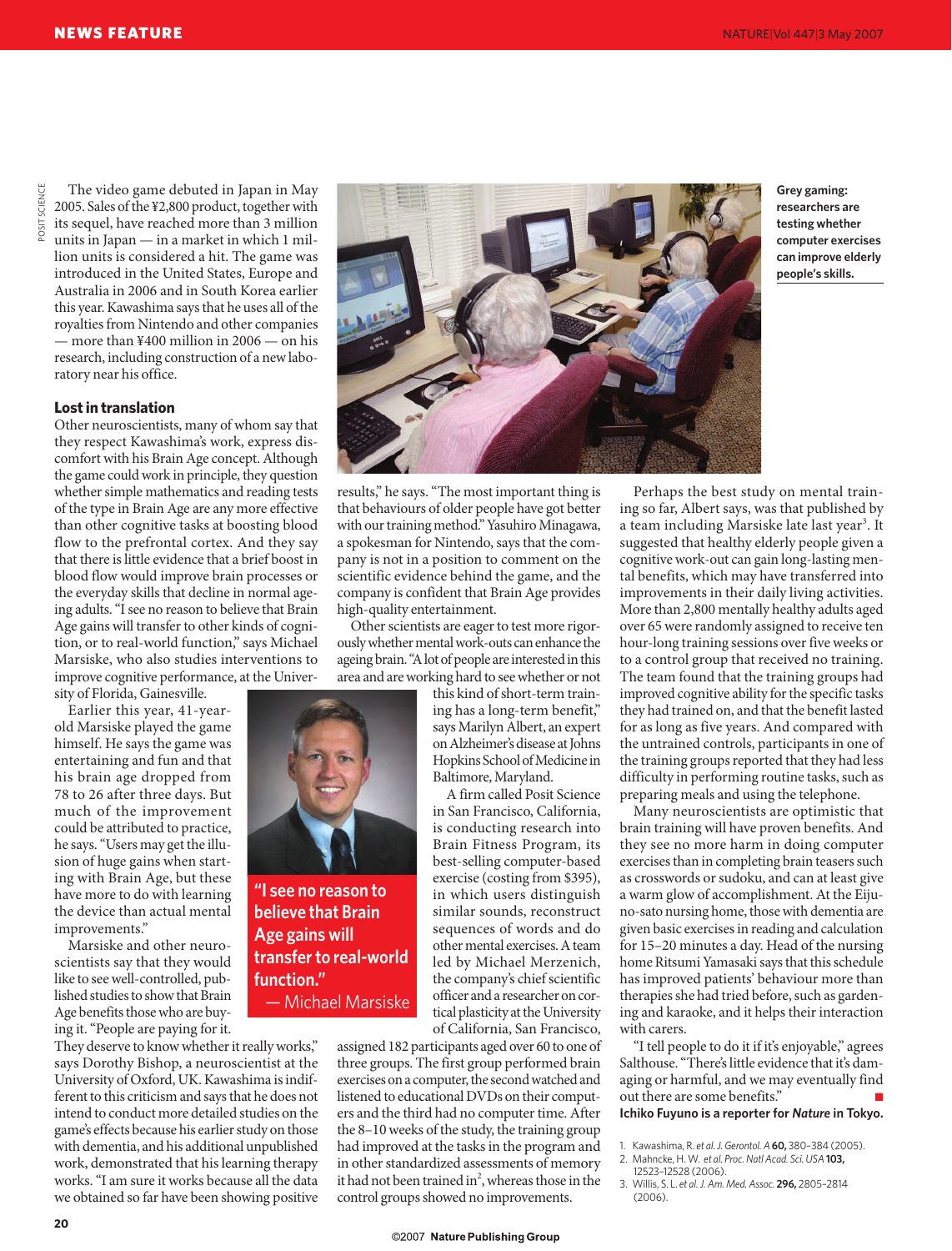The video game debuted in Japan in May 2005. Sales of the ¥2,800 product, together with its sequel, have reached more than 3 million units in Japan — in a market in which 1 million units is considered a hit. The game was introduced in the United States, Europe and Australia in 2006 and in South Korea earlier this year. Kawashima says that he uses all of the royalties from Nintendo and other companies — more than ¥400 million in 2006 — on his research, including construction of a new laboratory near his office.

## Lost in translation

Other neuroscientists, many of whom say that they respect Kawashima's work, express discomfort with his Brain Age concept. Although the game could work in principle, they question whether simple mathematics and reading tests of the type in Brain Age are any more effective than other cognitive tasks at boosting blood flow to the prefrontal cortex. And they say that there is little evidence that a brief boost in blood flow would improve brain processes or the everyday skills that decline in normal ageing adults. "I see no reason to believe that Brain Age gains will transfer to other kinds of cognition, or to real-world function," says Michael Marsiske, who also studies interventions to improve cognitive performance, at the University of Florida, Gainesville.

Earlier this year, 41-year-old Marsiske played the game himself. He says the game was entertaining and fun and that his brain age dropped from 78 to 26 after three days. But much of the improvement could be attributed to practice, he says. "Users may get the illusion of huge gains when starting with Brain Age, but these have more to do with learning the device than actual mental improvements."

"I see no reason to believe that Brain Age gains will transfer to real-world function." — Michael Marsiske

Marsiske and other neuroscientists say that they would like to see well-controlled, published studies to show that Brain Age benefits those who are buying it. "People are paying for it. They deserve to know whether it really works," says Dorothy Bishop, a neuroscientist at the University of Oxford, UK. Kawashima is indifferent to this criticism and says that he does not intend to conduct more detailed studies on the game's effects because his earlier study on those with dementia, and his additional unpublished work, demonstrated that his learning therapy works. "I am sure it works because all the data we obtained so far have been showing positive results," he says. "The most important thing is that behaviours of older people have got better with our training method." Yasuhiro Minagawa, a spokesman for Nintendo, says that the company is not in a position to comment on the scientific evidence behind the game, and the company is confident that Brain Age provides high-quality entertainment.

Grey gaming: researchers are testing whether computer exercises can improve elderly people's skills.

Other scientists are eager to test more rigorously whether mental work-outs can enhance the ageing brain. "A lot of people are interested in this area and are working hard to see whether or not this kind of short-term training has a long-term benefit," says Marilyn Albert, an expert on Alzheimer's disease at Johns Hopkins School of Medicine in Baltimore, Maryland.

A firm called Posit Science in San Francisco, California, is conducting research into Brain Fitness Program, its best-selling computer-based exercise (costing from $395), in which users distinguish similar sounds, reconstruct sequences of words and do other mental exercises. A team led by Michael Merzenich, the company's chief scientific officer and a researcher on cortical plasticity at the University of California, San Francisco, assigned 182 participants aged over 60 to one of three groups. The first group performed brain exercises on a computer, the second watched and listened to educational DVDs on their computers and the third had no computer time. After the 8–10 weeks of the study, the training group had improved at the tasks in the program and in other standardized assessments of memory it had not been trained in[2], whereas those in the control groups showed no improvements.

Perhaps the best study on mental training so far, Albert says, was that published by a team including Marsiske late last year[3]. It suggested that healthy elderly people given a cognitive work-out can gain long-lasting mental benefits, which may have transferred into improvements in their daily living activities. More than 2,800 mentally healthy adults aged over 65 were randomly assigned to receive ten hour-long training sessions over five weeks or to a control group that received no training. The team found that the training groups had improved cognitive ability for the specific tasks they had trained on, and that the benefit lasted for as long as five years. And compared with the untrained controls, participants in one of the training groups reported that they had less difficulty in performing routine tasks, such as preparing meals and using the telephone.

Many neuroscientists are optimistic that brain training will have proven benefits. And they see no more harm in doing computer exercises than in completing brain teasers such as crosswords or sudoku, and can at least give a warm glow of accomplishment. At the Eiju-no-sato nursing home, those with dementia are given basic exercises in reading and calculation for 15–20 minutes a day. Head of the nursing home Ritsumi Yamasaki says that this schedule has improved patients' behaviour more than therapies she had tried before, such as gardening and karaoke, and it helps their interaction with carers.

"I tell people to do it if it's enjoyable," agrees Salthouse. "There's little evidence that it's damaging or harmful, and we may eventually find out there are some benefits." ■

**Ichiko Fuyuno is a reporter for *Nature* in Tokyo.**

1. Kawashima, R. *et al. J. Gerontol. A* **60,** 380–384 (2005).
2. Mahncke, H. W. *et al. Proc. Natl Acad. Sci. USA* **103,** 12523–12528 (2006).
3. Willis, S. L. *et al. J. Am. Med. Assoc.* **296,** 2805–2814 (2006).